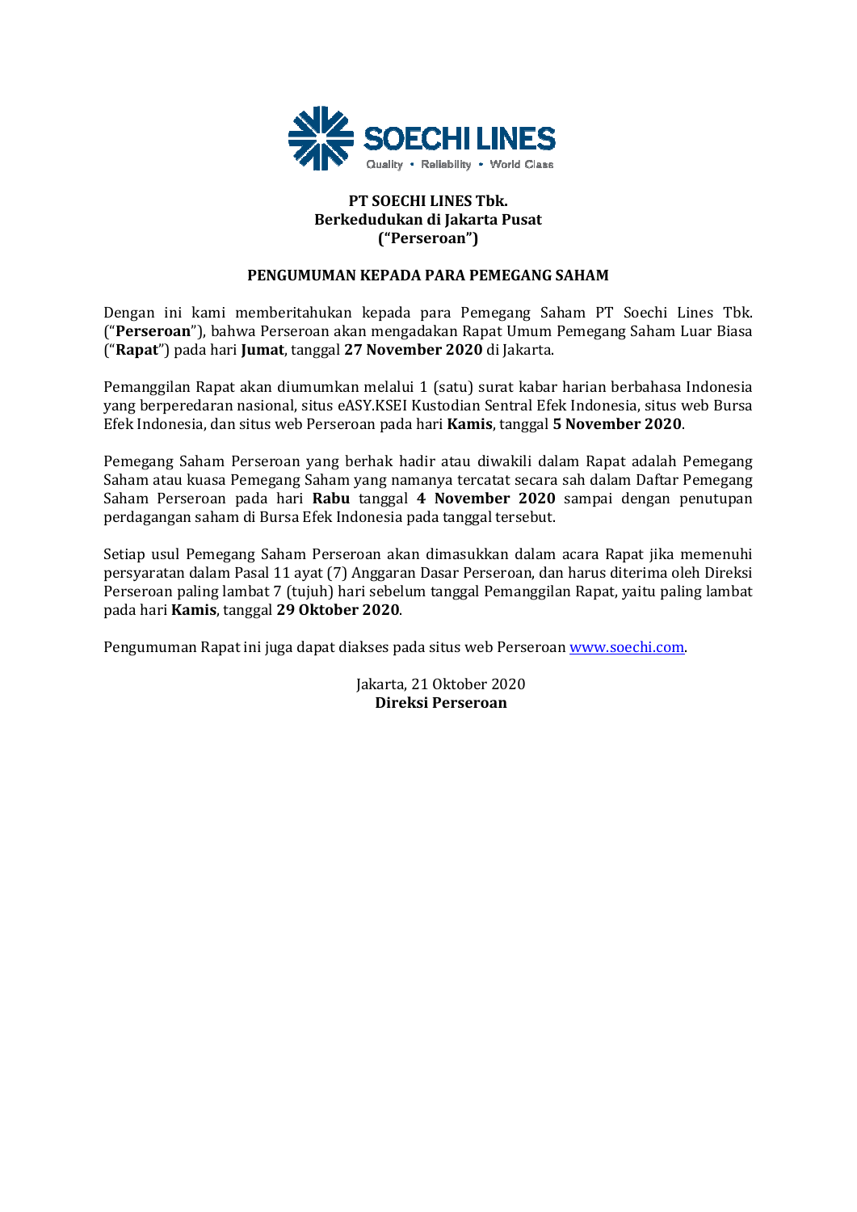SOECHI LINES

Quality • Reliability • World Class

**PT SOECHI LINES Tbk.**
**Berkedudukan di Jakarta Pusat**
**("Perseroan")**

**PENGUMUMAN KEPADA PARA PEMEGANG SAHAM**

Dengan ini kami memberitahukan kepada para Pemegang Saham PT Soechi Lines Tbk. ("**Perseroan**"), bahwa Perseroan akan mengadakan Rapat Umum Pemegang Saham Luar Biasa ("**Rapat**") pada hari **Jumat**, tanggal **27 November 2020** di Jakarta.

Pemanggilan Rapat akan diumumkan melalui 1 (satu) surat kabar harian berbahasa Indonesia yang berperedaran nasional, situs eASY.KSEI Kustodian Sentral Efek Indonesia, situs web Bursa Efek Indonesia, dan situs web Perseroan pada hari **Kamis**, tanggal **5 November 2020**.

Pemegang Saham Perseroan yang berhak hadir atau diwakili dalam Rapat adalah Pemegang Saham atau kuasa Pemegang Saham yang namanya tercatat secara sah dalam Daftar Pemegang Saham Perseroan pada hari **Rabu** tanggal **4 November 2020** sampai dengan penutupan perdagangan saham di Bursa Efek Indonesia pada tanggal tersebut.

Setiap usul Pemegang Saham Perseroan akan dimasukkan dalam acara Rapat jika memenuhi persyaratan dalam Pasal 11 ayat (7) Anggaran Dasar Perseroan, dan harus diterima oleh Direksi Perseroan paling lambat 7 (tujuh) hari sebelum tanggal Pemanggilan Rapat, yaitu paling lambat pada hari **Kamis**, tanggal **29 Oktober 2020**.

Pengumuman Rapat ini juga dapat diakses pada situs web Perseroan [www.soechi.com](http://www.soechi.com).

Jakarta, 21 Oktober 2020
**Direksi Perseroan**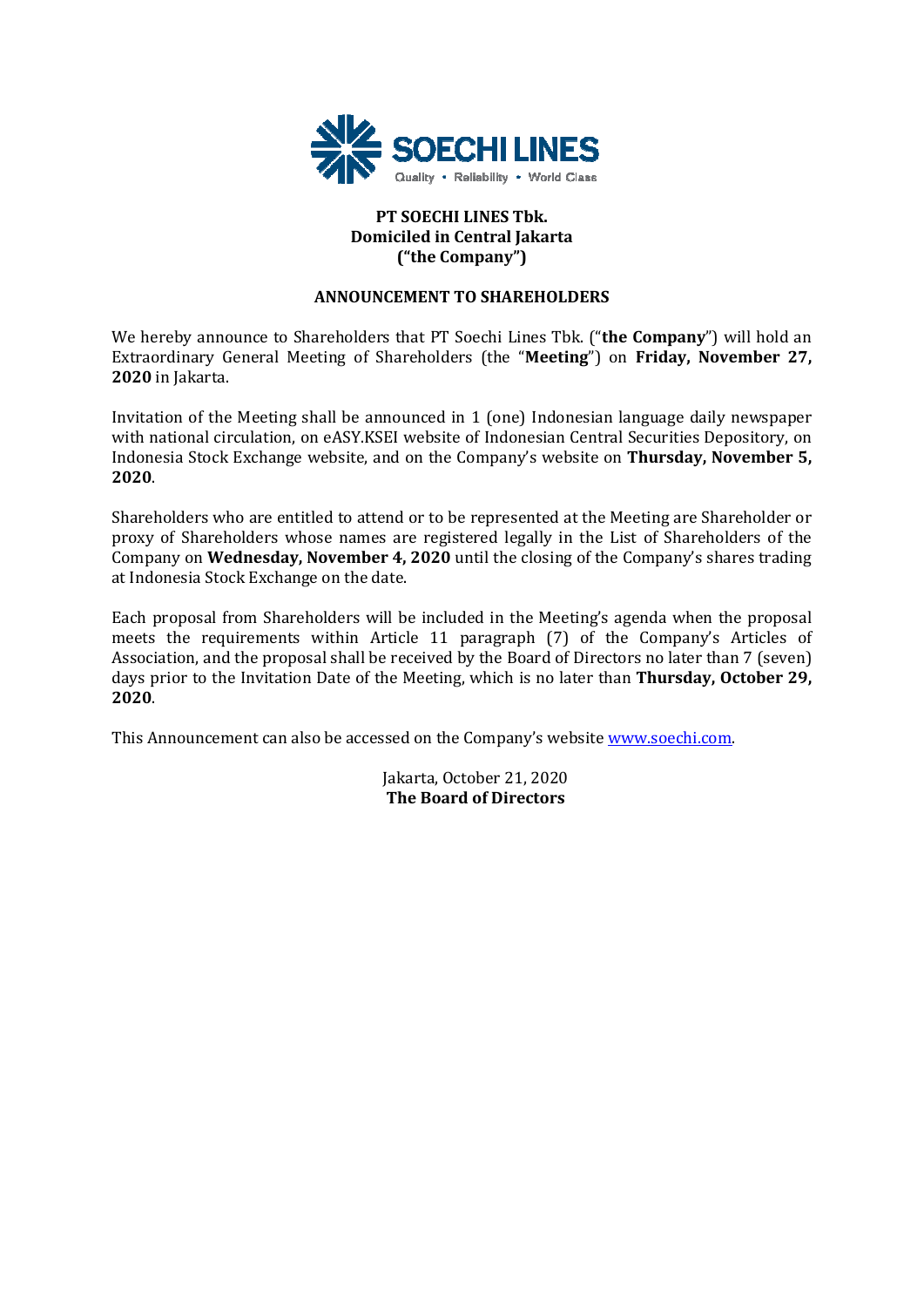**PT SOECHI LINES Tbk.**
**Domiciled in Central Jakarta**
**("the Company")**

**ANNOUNCEMENT TO SHAREHOLDERS**

We hereby announce to Shareholders that PT Soechi Lines Tbk. ("**the Company**") will hold an Extraordinary General Meeting of Shareholders (the "**Meeting**") on **Friday, November 27, 2020** in Jakarta.

Invitation of the Meeting shall be announced in 1 (one) Indonesian language daily newspaper with national circulation, on eASY.KSEI website of Indonesian Central Securities Depository, on Indonesia Stock Exchange website, and on the Company's website on **Thursday, November 5, 2020**.

Shareholders who are entitled to attend or to be represented at the Meeting are Shareholder or proxy of Shareholders whose names are registered legally in the List of Shareholders of the Company on **Wednesday, November 4, 2020** until the closing of the Company's shares trading at Indonesia Stock Exchange on the date.

Each proposal from Shareholders will be included in the Meeting's agenda when the proposal meets the requirements within Article 11 paragraph (7) of the Company's Articles of Association, and the proposal shall be received by the Board of Directors no later than 7 (seven) days prior to the Invitation Date of the Meeting, which is no later than **Thursday, October 29, 2020**.

This Announcement can also be accessed on the Company's website www.soechi.com.

Jakarta, October 21, 2020
**The Board of Directors**